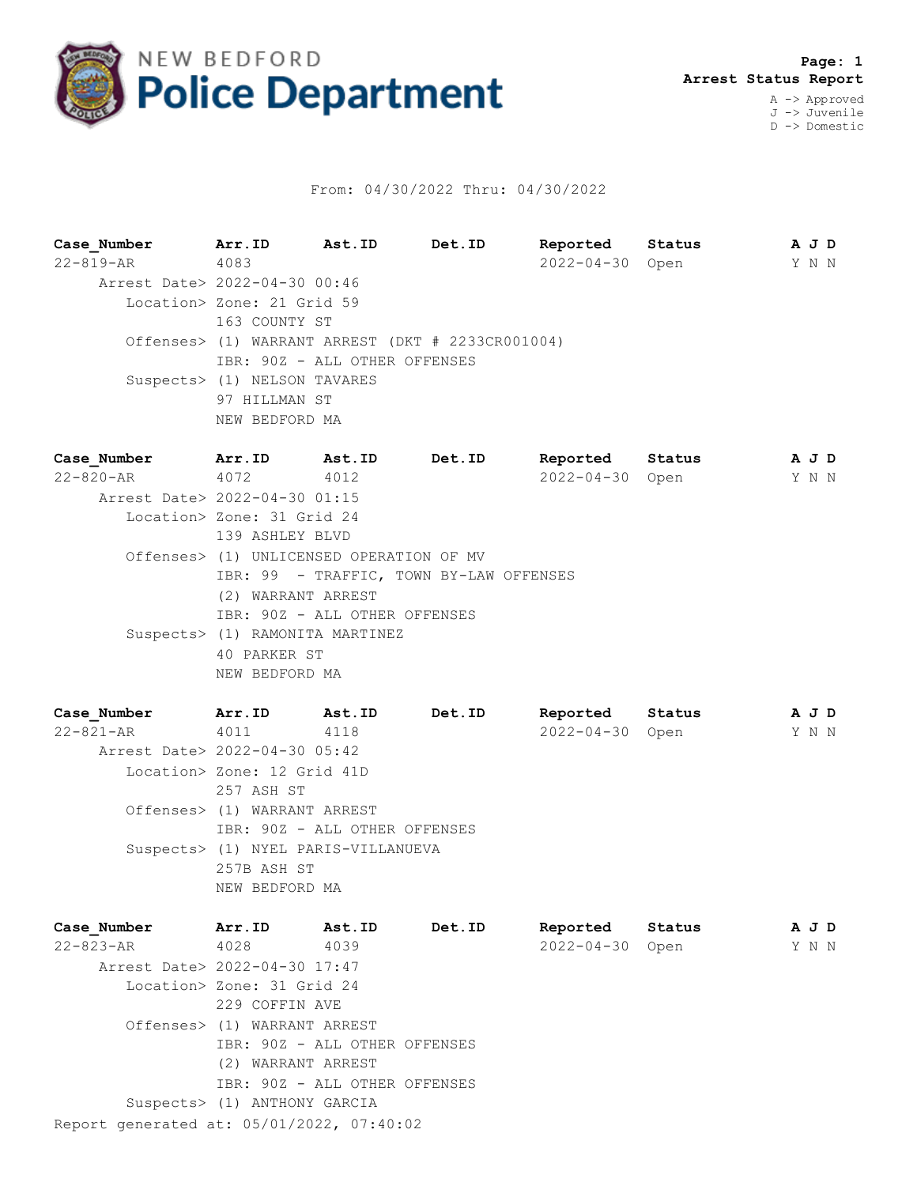# NEW BEDFORD Police Department

**Arrest Status Report**

A -> Approved
J -> Juvenile
D -> Domestic

From: 04/30/2022 Thru: 04/30/2022

| Case_Number | Arr.ID | Ast.ID | Det.ID | Reported | Status | A J D |
|---|---|---|---|---|---|---|
| 22-819-AR | 4083 | | | 2022-04-30 | Open | Y N N |

Arrest Date> 2022-04-30 00:46
Location> Zone: 21 Grid 59
163 COUNTY ST
Offenses> (1) WARRANT ARREST (DKT # 2233CR001004)
IBR: 90Z - ALL OTHER OFFENSES
Suspects> (1) NELSON TAVARES
97 HILLMAN ST
NEW BEDFORD MA

| Case_Number | Arr.ID | Ast.ID | Det.ID | Reported | Status | A J D |
|---|---|---|---|---|---|---|
| 22-820-AR | 4072 | 4012 | | 2022-04-30 | Open | Y N N |

Arrest Date> 2022-04-30 01:15
Location> Zone: 31 Grid 24
139 ASHLEY BLVD
Offenses> (1) UNLICENSED OPERATION OF MV
IBR: 99 - TRAFFIC, TOWN BY-LAW OFFENSES
(2) WARRANT ARREST
IBR: 90Z - ALL OTHER OFFENSES
Suspects> (1) RAMONITA MARTINEZ
40 PARKER ST
NEW BEDFORD MA

| Case_Number | Arr.ID | Ast.ID | Det.ID | Reported | Status | A J D |
|---|---|---|---|---|---|---|
| 22-821-AR | 4011 | 4118 | | 2022-04-30 | Open | Y N N |

Arrest Date> 2022-04-30 05:42
Location> Zone: 12 Grid 41D
257 ASH ST
Offenses> (1) WARRANT ARREST
IBR: 90Z - ALL OTHER OFFENSES
Suspects> (1) NYEL PARIS-VILLANUEVA
257B ASH ST
NEW BEDFORD MA

| Case_Number | Arr.ID | Ast.ID | Det.ID | Reported | Status | A J D |
|---|---|---|---|---|---|---|
| 22-823-AR | 4028 | 4039 | | 2022-04-30 | Open | Y N N |

Arrest Date> 2022-04-30 17:47
Location> Zone: 31 Grid 24
229 COFFIN AVE
Offenses> (1) WARRANT ARREST
IBR: 90Z - ALL OTHER OFFENSES
(2) WARRANT ARREST
IBR: 90Z - ALL OTHER OFFENSES
Suspects> (1) ANTHONY GARCIA

Report generated at: 05/01/2022, 07:40:02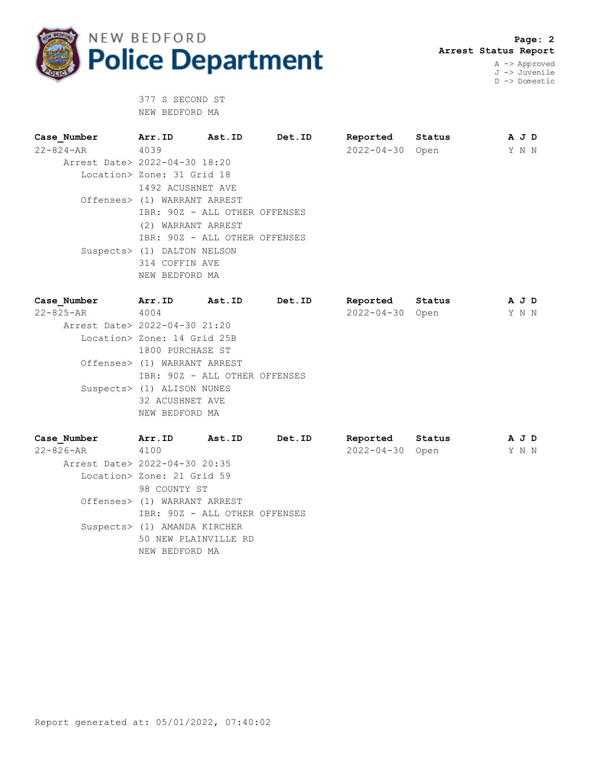NEW BEDFORD **Police Department**

**Arrest Status Report**

A -> Approved
J -> Juvenile
D -> Domestic

377 S SECOND ST
NEW BEDFORD MA

| Case_Number | Arr.ID | Ast.ID | Det.ID | Reported | Status | A J D |
|---|---|---|---|---|---|---|
| 22-824-AR | 4039 | | | 2022-04-30 | Open | Y N N |

Arrest Date> 2022-04-30 18:20
Location> Zone: 31 Grid 18
1492 ACUSHNET AVE
Offenses> (1) WARRANT ARREST
IBR: 90Z - ALL OTHER OFFENSES
(2) WARRANT ARREST
IBR: 90Z - ALL OTHER OFFENSES
Suspects> (1) DALTON NELSON
314 COFFIN AVE
NEW BEDFORD MA

| Case_Number | Arr.ID | Ast.ID | Det.ID | Reported | Status | A J D |
|---|---|---|---|---|---|---|
| 22-825-AR | 4004 | | | 2022-04-30 | Open | Y N N |

Arrest Date> 2022-04-30 21:20
Location> Zone: 14 Grid 25B
1800 PURCHASE ST
Offenses> (1) WARRANT ARREST
IBR: 90Z - ALL OTHER OFFENSES
Suspects> (1) ALISON NUNES
32 ACUSHNET AVE
NEW BEDFORD MA

| Case_Number | Arr.ID | Ast.ID | Det.ID | Reported | Status | A J D |
|---|---|---|---|---|---|---|
| 22-826-AR | 4100 | | | 2022-04-30 | Open | Y N N |

Arrest Date> 2022-04-30 20:35
Location> Zone: 21 Grid 59
98 COUNTY ST
Offenses> (1) WARRANT ARREST
IBR: 90Z - ALL OTHER OFFENSES
Suspects> (1) AMANDA KIRCHER
50 NEW PLAINVILLE RD
NEW BEDFORD MA

Report generated at: 05/01/2022, 07:40:02